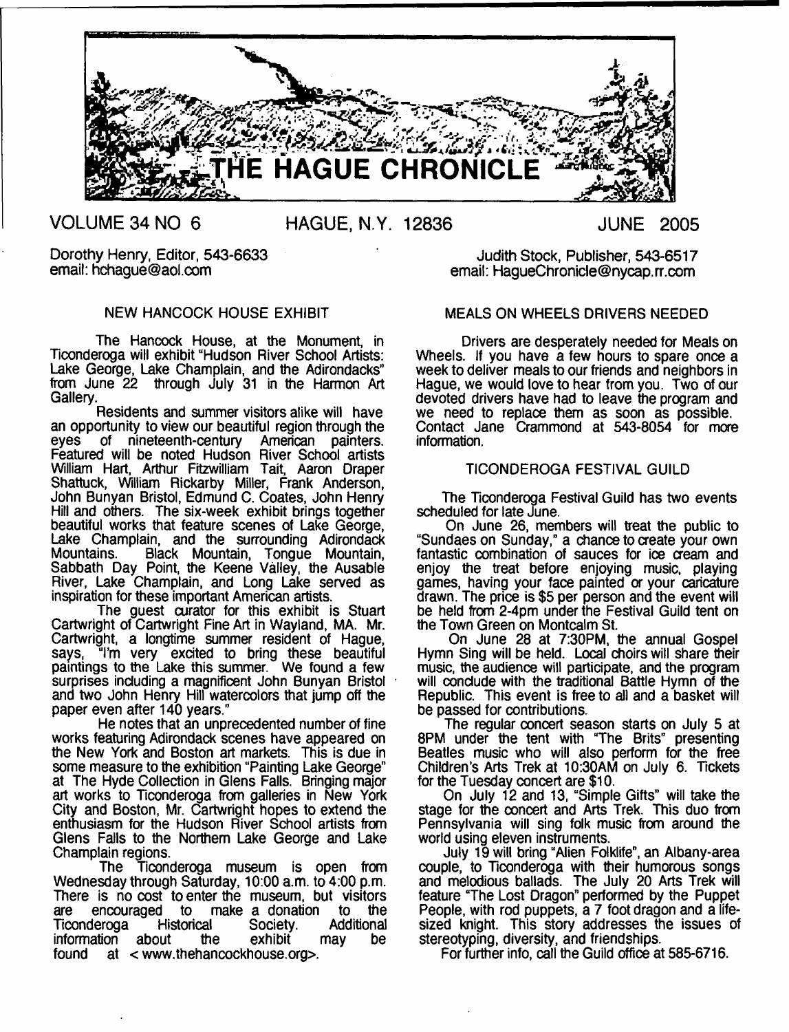// THE HAGUE CHRONICLE

VOLUME 34 NO 6 HAGUE, N.Y. 12836 JUNE 2005

Dorothy Henry, Editor, 543-6633
email: hchague@aol.com

Judith Stock, Publisher, 543-6517
email: HagueChronicle@nycap.rr.com

## NEW HANCOCK HOUSE EXHIBIT

The Hancock House, at the Monument, in Ticonderoga will exhibit "Hudson River School Artists: Lake George, Lake Champlain, and the Adirondacks" from June 22 through July 31 in the Harmon Art Gallery.

Residents and summer visitors alike will have an opportunity to view our beautiful region through the eyes of nineteenth-century American painters. Featured will be noted Hudson River School artists William Hart, Arthur Fitzwilliam Tait, Aaron Draper Shattuck, William Rickarby Miller, Frank Anderson, John Bunyan Bristol, Edmund C. Coates, John Henry Hill and others. The six-week exhibit brings together beautiful works that feature scenes of Lake George, Lake Champlain, and the surrounding Adirondack Mountains. Black Mountain, Tongue Mountain, Sabbath Day Point, the Keene Valley, the Ausable River, Lake Champlain, and Long Lake served as inspiration for these important American artists.

The guest curator for this exhibit is Stuart Cartwright of Cartwright Fine Art in Wayland, MA. Mr. Cartwright, a longtime summer resident of Hague, says, "I'm very excited to bring these beautiful paintings to the Lake this summer. We found a few surprises including a magnificent John Bunyan Bristol and two John Henry Hill watercolors that jump off the paper even after 140 years."

He notes that an unprecedented number of fine works featuring Adirondack scenes have appeared on the New York and Boston art markets. This is due in some measure to the exhibition "Painting Lake George" at The Hyde Collection in Glens Falls. Bringing major art works to Ticonderoga from galleries in New York City and Boston, Mr. Cartwright hopes to extend the enthusiasm for the Hudson River School artists from Glens Falls to the Northern Lake George and Lake Champlain regions.

The Ticonderoga museum is open from Wednesday through Saturday, 10:00 a.m. to 4:00 p.m. There is no cost to enter the museum, but visitors are encouraged to make a donation to the Ticonderoga Historical Society. Additional information about the exhibit may be found at < www.thehancockhouse.org>.

## MEALS ON WHEELS DRIVERS NEEDED

Drivers are desperately needed for Meals on Wheels. If you have a few hours to spare once a week to deliver meals to our friends and neighbors in Hague, we would love to hear from you. Two of our devoted drivers have had to leave the program and we need to replace them as soon as possible. Contact Jane Crammond at 543-8054 for more information.

## TICONDEROGA FESTIVAL GUILD

The Ticonderoga Festival Guild has two events scheduled for late June.

On June 26, members will treat the public to "Sundaes on Sunday," a chance to create your own fantastic combination of sauces for ice cream and enjoy the treat before enjoying music, playing games, having your face painted or your caricature drawn. The price is $5 per person and the event will be held from 2-4pm under the Festival Guild tent on the Town Green on Montcalm St.

On June 28 at 7:30PM, the annual Gospel Hymn Sing will be held. Local choirs will share their music, the audience will participate, and the program will conclude with the traditional Battle Hymn of the Republic. This event is free to all and a basket will be passed for contributions.

The regular concert season starts on July 5 at 8PM under the tent with "The Brits" presenting Beatles music who will also perform for the free Children's Arts Trek at 10:30AM on July 6. Tickets for the Tuesday concert are $10.

On July 12 and 13, "Simple Gifts" will take the stage for the concert and Arts Trek. This duo from Pennsylvania will sing folk music from around the world using eleven instruments.

July 19 will bring "Alien Folklife", an Albany-area couple, to Ticonderoga with their humorous songs and melodious ballads. The July 20 Arts Trek will feature "The Lost Dragon" performed by the Puppet People, with rod puppets, a 7 foot dragon and a life-sized knight. This story addresses the issues of stereotyping, diversity, and friendships.

For further info, call the Guild office at 585-6716.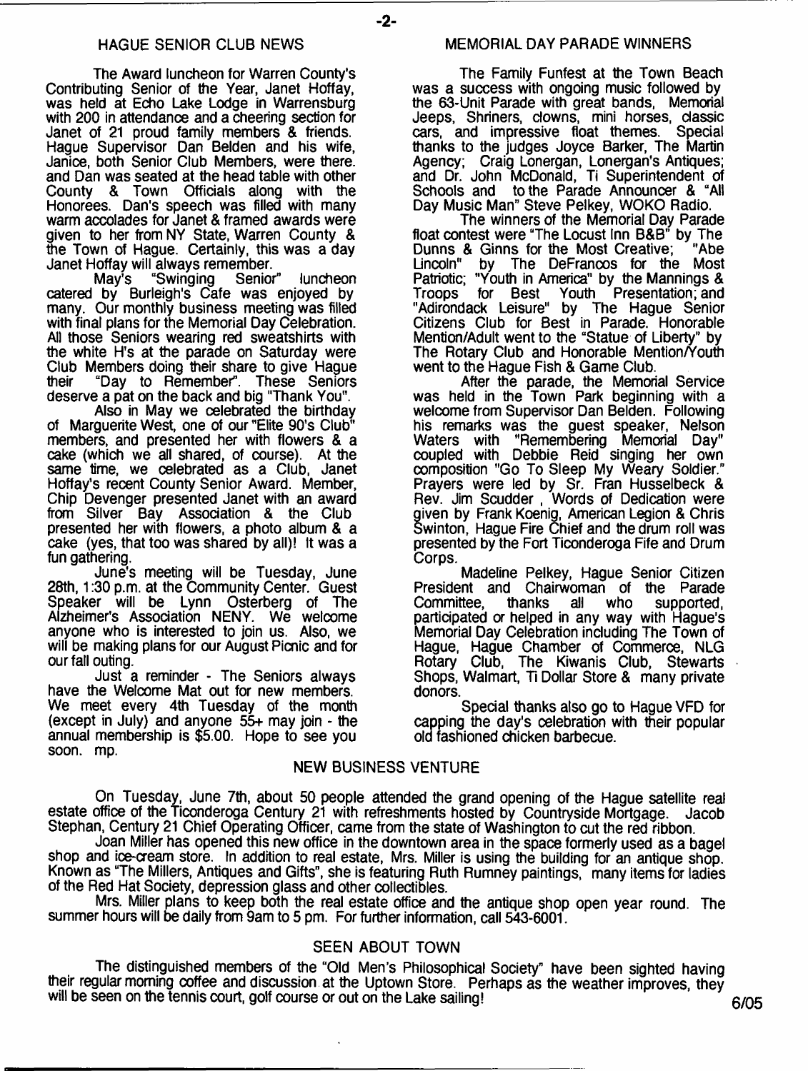## HAGUE SENIOR CLUB NEWS

The Award luncheon for Warren County's Contributing Senior of the Year, Janet Hoffay, was held at Echo Lake Lodge in Warrensburg with 200 in attendance and a cheering section for Janet of 21 proud family members & friends. Hague Supervisor Dan Belden and his wife, Janice, both Senior Club Members, were there. and Dan was seated at the head table with other County & Town Officials along with the Honorees. Dan's speech was filled with many warm accolades for Janet & framed awards were given to her from NY State, Warren County & the Town of Hague. Certainly, this was a day Janet Hoffay will always remember.

May's "Swinging Senior" luncheon catered by Burleigh's Cafe was enjoyed by many. Our monthly business meeting was filled with final plans for the Memorial Day Celebration. All those Seniors wearing red sweatshirts with the white H's at the parade on Saturday were Club Members doing their share to give Hague their "Day to Remember". These Seniors deserve a pat on the back and big "Thank You".

Also in May we celebrated the birthday of Marguerite West, one of our "Elite 90's Club" members, and presented her with flowers & a cake (which we all shared, of course). At the same time, we celebrated as a Club, Janet Hoffay's recent County Senior Award. Member, Chip Devenger presented Janet with an award from Silver Bay Association & the Club presented her with flowers, a photo album & a cake (yes, that too was shared by all)! It was a fun gathering.

June's meeting will be Tuesday, June 28th, 1:30 p.m. at the Community Center. Guest Speaker will be Lynn Osterberg of The Alzheimer's Association NENY. We welcome anyone who is interested to join us. Also, we will be making plans for our August Picnic and for our fall outing.

Just a reminder - The Seniors always have the Welcome Mat out for new members. We meet every 4th Tuesday of the month (except in July) and anyone 55+ may join - the annual membership is $5.00. Hope to see you soon. mp.

## MEMORIAL DAY PARADE WINNERS

The Family Funfest at the Town Beach was a success with ongoing music followed by the 63-Unit Parade with great bands, Memorial Jeeps, Shriners, clowns, mini horses, classic cars, and impressive float themes. Special thanks to the judges Joyce Barker, The Martin Agency; Craig Lonergan, Lonergan's Antiques; and Dr. John McDonald, Ti Superintendent of Schools and to the Parade Announcer & "All Day Music Man" Steve Pelkey, WOKO Radio.

The winners of the Memorial Day Parade float contest were "The Locust Inn B&B" by The Dunns & Ginns for the Most Creative; "Abe Lincoln" by The DeFrancos for the Most Patriotic; "Youth in America" by the Mannings & Troops for Best Youth Presentation; and "Adirondack Leisure" by The Hague Senior Citizens Club for Best in Parade. Honorable Mention/Adult went to the "Statue of Liberty" by The Rotary Club and Honorable Mention/Youth went to the Hague Fish & Game Club.

After the parade, the Memorial Service was held in the Town Park beginning with a welcome from Supervisor Dan Belden. Following his remarks was the guest speaker, Nelson Waters with "Remembering Memorial Day" coupled with Debbie Reid singing her own composition "Go To Sleep My Weary Soldier." Prayers were led by Sr. Fran Husselbeck & Rev. Jim Scudder , Words of Dedication were given by Frank Koenig, American Legion & Chris Swinton, Hague Fire Chief and the drum roll was presented by the Fort Ticonderoga Fife and Drum Corps.

Madeline Pelkey, Hague Senior Citizen President and Chairwoman of the Parade Committee, thanks all who supported, participated or helped in any way with Hague's Memorial Day Celebration including The Town of Hague, Hague Chamber of Commerce, NLG Rotary Club, The Kiwanis Club, Stewarts Shops, Walmart, Ti Dollar Store & many private donors.

Special thanks also go to Hague VFD for capping the day's celebration with their popular old fashioned chicken barbecue.

## NEW BUSINESS VENTURE

On Tuesday, June 7th, about 50 people attended the grand opening of the Hague satellite real estate office of the Ticonderoga Century 21 with refreshments hosted by Countryside Mortgage. Jacob Stephan, Century 21 Chief Operating Officer, came from the state of Washington to cut the red ribbon.

Joan Miller has opened this new office in the downtown area in the space formerly used as a bagel shop and ice-cream store. In addition to real estate, Mrs. Miller is using the building for an antique shop. Known as "The Millers, Antiques and Gifts", she is featuring Ruth Rumney paintings, many items for ladies of the Red Hat Society, depression glass and other collectibles.

Mrs. Miller plans to keep both the real estate office and the antique shop open year round. The summer hours will be daily from 9am to 5 pm. For further information, call 543-6001.

## SEEN ABOUT TOWN

The distinguished members of the "Old Men's Philosophical Society" have been sighted having their regular morning coffee and discussion at the Uptown Store. Perhaps as the weather improves, they will be seen on the tennis court, golf course or out on the Lake sailing!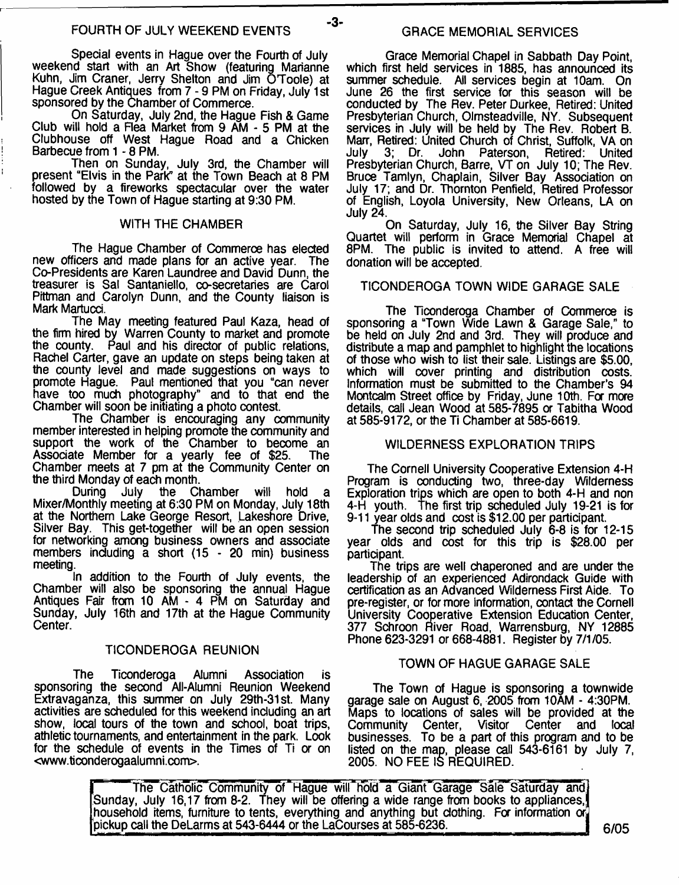## FOURTH OF JULY WEEKEND EVENTS

Special events in Hague over the Fourth of July weekend start with an Art Show (featuring Marianne Kuhn, Jim Craner, Jerry Shelton and Jim OToole) at Hague Creek Antiques from 7 - 9 PM on Friday, July 1st sponsored by the Chamber of Commerce.

On Saturday, July 2nd, the Hague Fish & Game Club will hold a Flea Market from 9 AM - 5 PM at the Clubhouse off West Hague Road and a Chicken Barbecue from 1 - 8 PM.

Then on Sunday, July 3rd, the Chamber will present "Elvis in the Park" at the Town Beach at 8 PM followed by a fireworks spectacular over the water hosted by the Town of Hague starting at 9:30 PM.

## WITH THE CHAMBER

The Hague Chamber of Commerce has elected new officers and made plans for an active year. The Co-Presidents are Karen Laundree and David Dunn, the treasurer is Sal Santaniello, co-secretaries are Carol Pittman and Carolyn Dunn, and the County liaison is Mark Martucci.

The May meeting featured Paul Kaza, head of the firm hired by Warren County to market and promote the county. Paul and his director of public relations, Rachel Carter, gave an update on steps being taken at the county level and made suggestions on ways to promote Hague. Paul mentioned that you "can never have too much photography" and to that end the Chamber will soon be initiating a photo contest.

The Chamber is encouraging any community member interested in helping promote the community and support the work of the Chamber to become an Associate Member for a yearly fee of $25. The Chamber meets at 7 pm at the Community Center on the third Monday of each month.

During July the Chamber will hold a Mixer/Monthly meeting at 6:30 PM on Monday, July 18th at the Northern Lake George Resort, Lakeshore Drive, Silver Bay. This get-together will be an open session for networking among business owners and associate members including a short (15 - 20 min) business meeting.

In addition to the Fourth of July events, the Chamber will also be sponsoring the annual Hague Antiques Fair from 10 AM - 4 PM on Saturday and Sunday, July 16th and 17th at the Hague Community Center.

## TICONDEROGA REUNION

The Ticonderoga Alumni Association is sponsoring the second All-Alumni Reunion Weekend Extravaganza, this summer on July 29th-31st. Many activities are scheduled for this weekend including an art show, local tours of the town and school, boat trips, athletic tournaments, and entertainment in the park. Look for the schedule of events in the Times of Ti or on <www.ticonderogaalumni.com>.

## GRACE MEMORIAL SERVICES

Grace Memorial Chapel in Sabbath Day Point, which first held services in 1885, has announced its summer schedule. All services begin at 10am. On June 26 the first service for this season will be conducted by The Rev. Peter Durkee, Retired: United Presbyterian Church, Olmsteadville, NY. Subsequent services in July will be held by The Rev. Robert B. Marr, Retired: United Church of Christ, Suffolk, VA on July 3; Dr. John Paterson, Retired: United Presbyterian Church, Barre, VT on July 10; The Rev. Bruce Tamlyn, Chaplain, Silver Bay Association on July 17; and Dr. Thornton Penfield, Retired Professor of English, Loyola University, New Orleans, LA on July 24.

On Saturday, July 16, the Silver Bay String Quartet will perform in Grace Memorial Chapel at 8PM. The public is invited to attend. A free will donation will be accepted.

## TICONDEROGA TOWN WIDE GARAGE SALE

The Ticonderoga Chamber of Commerce is sponsoring a "Town Wide Lawn & Garage Sale," to be held on July 2nd and 3rd. They will produce and distribute a map and pamphlet to highlight the locations of those who wish to list their sale. Listings are $5.00, which will cover printing and distribution costs. Information must be submitted to the Chamber's 94 Montcalm Street office by Friday, June 10th. For more details, call Jean Wood at 585-7895 or Tabitha Wood at 585-9172, or the Ti Chamber at 585-6619.

## WILDERNESS EXPLORATION TRIPS

The Cornell University Cooperative Extension 4-H Program is conducting two, three-day Wilderness Exploration trips which are open to both 4-H and non 4-H youth. The first trip scheduled July 19-21 is for 9-11 year olds and cost is $12.00 per participant.

The second trip scheduled July 6-8 is for 12-15 year olds and cost for this trip is $28.00 per participant.

The trips are well chaperoned and are under the leadership of an experienced Adirondack Guide with certification as an Advanced Wilderness First Aide. To pre-register, or for more information, contact the Cornell University Cooperative Extension Education Center, 377 Schroon River Road, Warrensburg, NY 12885 Phone 623-3291 or 668-4881. Register by 7/1/05.

## TOWN OF HAGUE GARAGE SALE

The Town of Hague is sponsoring a townwide garage sale on August 6, 2005 from 10AM - 4:30PM. Maps to locations of sales will be provided at the Community Center, Visitor Center and local businesses. To be a part of this program and to be listed on the map, please call 543-6161 by July 7, 2005. NO FEE IS REQUIRED.

The Catholic Community of Hague will hold a Giant Garage Sale Saturday and Sunday, July 16,17 from 8-2. They will be offering a wide range from books to appliances, household items, furniture to tents, everything and anything but clothing. For information or pickup call the DeLarms at 543-6444 or the LaCourses at 585-6236.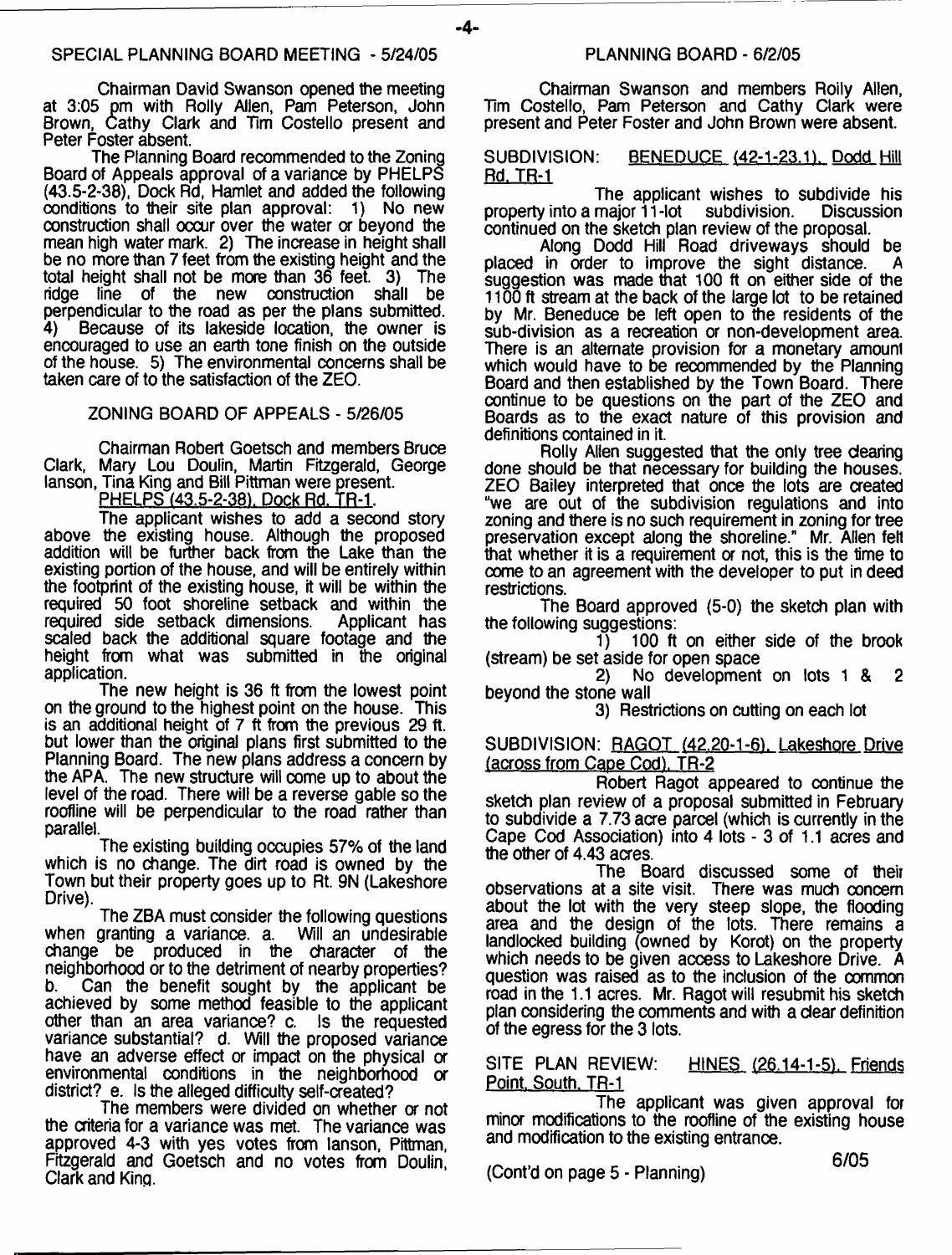## SPECIAL PLANNING BOARD MEETING - 5/24/05

Chairman David Swanson opened the meeting at 3:05 pm with Rolly Allen, Pam Peterson, John Brown, Cathy Clark and Tim Costello present and Peter Foster absent.

The Planning Board recommended to the Zoning Board of Appeals approval of a variance by PHELPS (43.5-2-38), Dock Rd, Hamlet and added the following conditions to their site plan approval: 1) No new construction shall occur over the water or beyond the mean high water mark. 2) The increase in height shall be no more than 7 feet from the existing height and the total height shall not be more than 36 feet. 3) The ridge line of the new construction shall be perpendicular to the road as per the plans submitted. 4) Because of its lakeside location, the owner is encouraged to use an earth tone finish on the outside of the house. 5) The environmental concerns shall be taken care of to the satisfaction of the ZEO.

## ZONING BOARD OF APPEALS - 5/26/05

Chairman Robert Goetsch and members Bruce Clark, Mary Lou Doulin, Martin Fitzgerald, George Ianson, Tina King and Bill Pittman were present.

PHELPS (43.5-2-38), Dock Rd, TR-1.

The applicant wishes to add a second story above the existing house. Although the proposed addition will be further back from the Lake than the existing portion of the house, and will be entirely within the footprint of the existing house, it will be within the required 50 foot shoreline setback and within the required side setback dimensions. Applicant has scaled back the additional square footage and the height from what was submitted in the original application.

The new height is 36 ft from the lowest point on the ground to the highest point on the house. This is an additional height of 7 ft from the previous 29 ft. but lower than the original plans first submitted to the Planning Board. The new plans address a concern by the APA. The new structure will come up to about the level of the road. There will be a reverse gable so the roofline will be perpendicular to the road rather than parallel.

The existing building occupies 57% of the land which is no change. The dirt road is owned by the Town but their property goes up to Rt. 9N (Lakeshore Drive).

The ZBA must consider the following questions when granting a variance. a. Will an undesirable change be produced in the character of the neighborhood or to the detriment of nearby properties? b. Can the benefit sought by the applicant be achieved by some method feasible to the applicant other than an area variance? c. Is the requested variance substantial? d. Will the proposed variance have an adverse effect or impact on the physical or environmental conditions in the neighborhood or district? e. Is the alleged difficulty self-created?

The members were divided on whether or not the criteria for a variance was met. The variance was approved 4-3 with yes votes from Ianson, Pittman, Fitzgerald and Goetsch and no votes from Doulin, Clark and King.

## PLANNING BOARD - 6/2/05

Chairman Swanson and members Rolly Allen, Tim Costello, Pam Peterson and Cathy Clark were present and Peter Foster and John Brown were absent.

SUBDIVISION: BENEDUCE (42-1-23.1), Dodd Hill Rd, TR-1

The applicant wishes to subdivide his property into a major 11-lot subdivision. Discussion continued on the sketch plan review of the proposal.

Along Dodd Hill Road driveways should be placed in order to improve the sight distance. A suggestion was made that 100 ft on either side of the 1100 ft stream at the back of the large lot to be retained by Mr. Beneduce be left open to the residents of the sub-division as a recreation or non-development area. There is an alternate provision for a monetary amount which would have to be recommended by the Planning Board and then established by the Town Board. There continue to be questions on the part of the ZEO and Boards as to the exact nature of this provision and definitions contained in it.

Rolly Allen suggested that the only tree clearing done should be that necessary for building the houses. ZEO Bailey interpreted that once the lots are created "we are out of the subdivision regulations and into zoning and there is no such requirement in zoning for tree preservation except along the shoreline." Mr. Allen felt that whether it is a requirement or not, this is the time to come to an agreement with the developer to put in deed restrictions.

The Board approved (5-0) the sketch plan with the following suggestions:

1) 100 ft on either side of the brook (stream) be set aside for open space
2) No development on lots 1 & 2 beyond the stone wall
3) Restrictions on cutting on each lot

SUBDIVISION: RAGOT (42.20-1-6), Lakeshore Drive (across from Cape Cod), TR-2

Robert Ragot appeared to continue the sketch plan review of a proposal submitted in February to subdivide a 7.73 acre parcel (which is currently in the Cape Cod Association) into 4 lots - 3 of 1.1 acres and the other of 4.43 acres.

The Board discussed some of their observations at a site visit. There was much concern about the lot with the very steep slope, the flooding area and the design of the lots. There remains a landlocked building (owned by Korot) on the property which needs to be given access to Lakeshore Drive. A question was raised as to the inclusion of the common road in the 1.1 acres. Mr. Ragot will resubmit his sketch plan considering the comments and with a clear definition of the egress for the 3 lots.

SITE PLAN REVIEW: HINES (26.14-1-5), Friends Point, South, TR-1

The applicant was given approval for minor modifications to the roofline of the existing house and modification to the existing entrance.

(Cont'd on page 5 - Planning)

6/05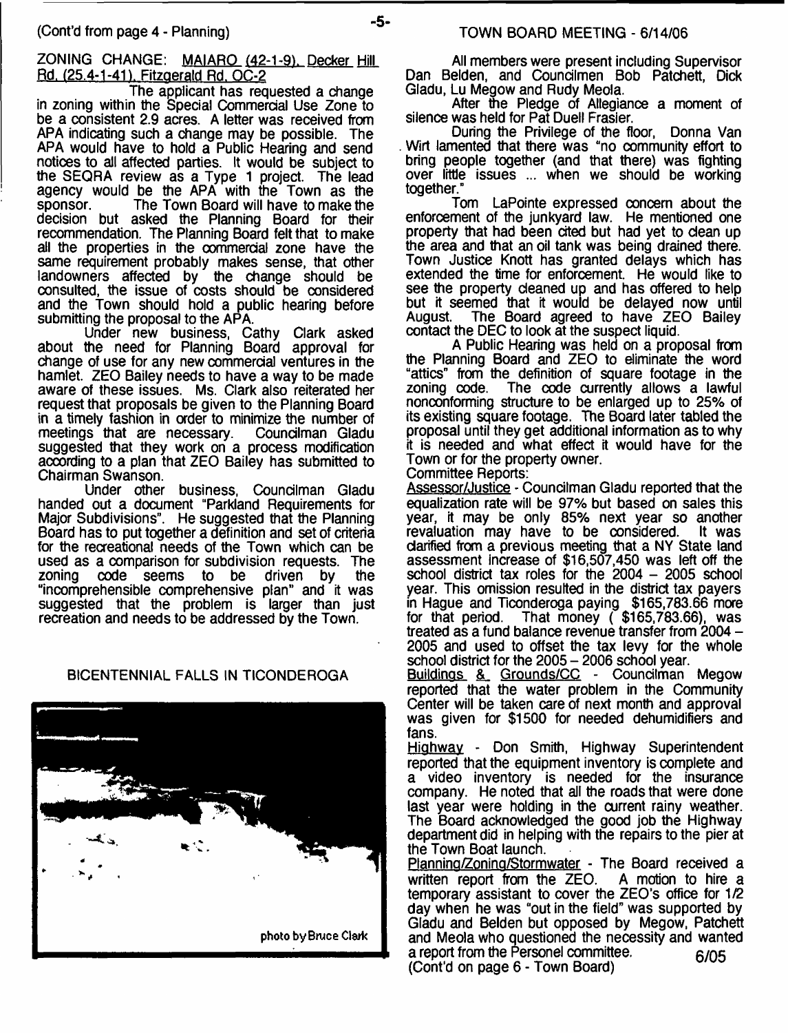(Cont'd from page 4 - Planning)

ZONING CHANGE: MAIARO (42-1-9), Decker Hill Rd. (25.4-1-41), Fitzgerald Rd. OC-2

The applicant has requested a change in zoning within the Special Commercial Use Zone to be a consistent 2.9 acres. A letter was received from APA indicating such a change may be possible. The APA would have to hold a Public Hearing and send notices to all affected parties. It would be subject to the SEQRA review as a Type 1 project. The lead agency would be the APA with the Town as the sponsor. The Town Board will have to make the decision but asked the Planning Board for their recommendation. The Planning Board felt that to make all the properties in the commercial zone have the same requirement probably makes sense, that other landowners affected by the change should be consulted, the issue of costs should be considered and the Town should hold a public hearing before submitting the proposal to the APA.

Under new business, Cathy Clark asked about the need for Planning Board approval for change of use for any new commercial ventures in the hamlet. ZEO Bailey needs to have a way to be made aware of these issues. Ms. Clark also reiterated her request that proposals be given to the Planning Board in a timely fashion in order to minimize the number of meetings that are necessary. Councilman Gladu suggested that they work on a process modification according to a plan that ZEO Bailey has submitted to Chairman Swanson.

Under other business, Councilman Gladu handed out a document "Parkland Requirements for Major Subdivisions". He suggested that the Planning Board has to put together a definition and set of criteria for the recreational needs of the Town which can be used as a comparison for subdivision requests. The zoning code seems to be driven by the "incomprehensible comprehensive plan" and it was suggested that the problem is larger than just recreation and needs to be addressed by the Town.

BICENTENNIAL FALLS IN TICONDEROGA

photo by Bruce Clark

## TOWN BOARD MEETING - 6/14/06

All members were present including Supervisor Dan Belden, and Councilmen Bob Patchett, Dick Gladu, Lu Megow and Rudy Meola.

After the Pledge of Allegiance a moment of silence was held for Pat Duell Frasier.

During the Privilege of the floor, Donna Van Wirt lamented that there was "no community effort to bring people together (and that there) was fighting over little issues ... when we should be working together."

Tom LaPointe expressed concern about the enforcement of the junkyard law. He mentioned one property that had been cited but had yet to clean up the area and that an oil tank was being drained there. Town Justice Knott has granted delays which has extended the time for enforcement. He would like to see the property cleaned up and has offered to help but it seemed that it would be delayed now until August. The Board agreed to have ZEO Bailey contact the DEC to look at the suspect liquid.

A Public Hearing was held on a proposal from the Planning Board and ZEO to eliminate the word "attics" from the definition of square footage in the zoning code. The code currently allows a lawful nonconforming structure to be enlarged up to 25% of its existing square footage. The Board later tabled the proposal until they get additional information as to why it is needed and what effect it would have for the Town or for the property owner.

Committee Reports:

Assessor/Justice - Councilman Gladu reported that the equalization rate will be 97% but based on sales this year, it may be only 85% next year so another revaluation may have to be considered. It was clarified from a previous meeting that a NY State land assessment increase of $16,507,450 was left off the school district tax roles for the 2004 – 2005 school year. This omission resulted in the district tax payers in Hague and Ticonderoga paying $165,783.66 more for that period. That money ( $165,783.66), was treated as a fund balance revenue transfer from 2004 – 2005 and used to offset the tax levy for the whole school district for the 2005 – 2006 school year.

Buildings & Grounds/CC - Councilman Megow reported that the water problem in the Community Center will be taken care of next month and approval was given for $1500 for needed dehumidifiers and fans.

Highway - Don Smith, Highway Superintendent reported that the equipment inventory is complete and a video inventory is needed for the insurance company. He noted that all the roads that were done last year were holding in the current rainy weather. The Board acknowledged the good job the Highway department did in helping with the repairs to the pier at the Town Boat launch.

Planning/Zoning/Stormwater - The Board received a written report from the ZEO. A motion to hire a temporary assistant to cover the ZEO's office for 1/2 day when he was "out in the field" was supported by Gladu and Belden but opposed by Megow, Patchett and Meola who questioned the necessity and wanted a report from the Personel committee.

6/05

(Cont'd on page 6 - Town Board)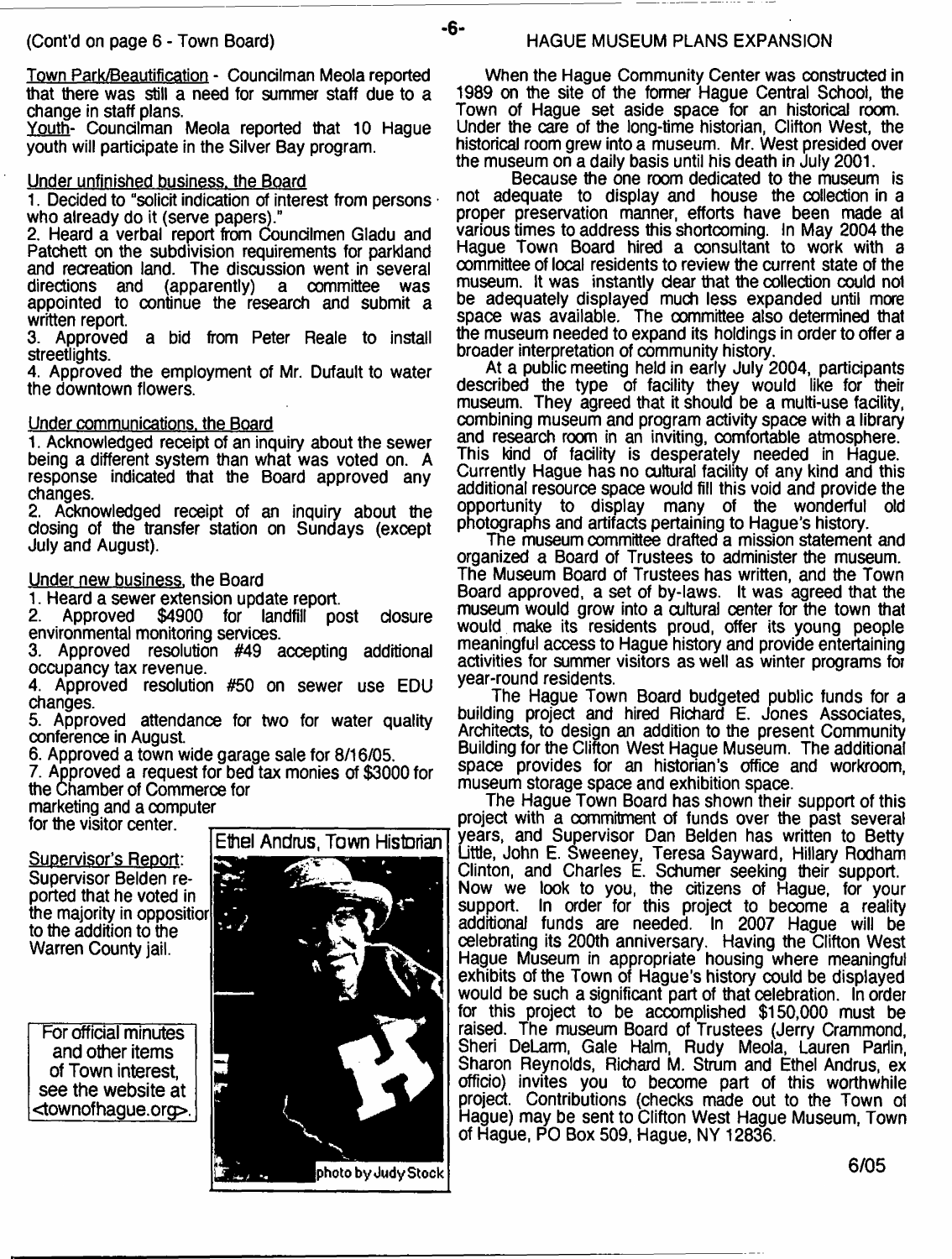(Cont'd on page 6 - Town Board)

Town Park/Beautification - Councilman Meola reported that there was still a need for summer staff due to a change in staff plans.

Youth- Councilman Meola reported that 10 Hague youth will participate in the Silver Bay program.

Under unfinished business, the Board

1. Decided to "solicit indication of interest from persons who already do it (serve papers)."
2. Heard a verbal report from Councilmen Gladu and Patchett on the subdivision requirements for parkland and recreation land. The discussion went in several directions and (apparently) a committee was appointed to continue the research and submit a written report.
3. Approved a bid from Peter Reale to install streetlights.
4. Approved the employment of Mr. Dufault to water the downtown flowers.

Under communications, the Board

1. Acknowledged receipt of an inquiry about the sewer being a different system than what was voted on. A response indicated that the Board approved any changes.
2. Acknowledged receipt of an inquiry about the closing of the transfer station on Sundays (except July and August).

Under new business, the Board

1. Heard a sewer extension update report.
2. Approved $4900 for landfill post closure environmental monitoring services.
3. Approved resolution #49 accepting additional occupancy tax revenue.
4. Approved resolution #50 on sewer use EDU changes.
5. Approved attendance for two for water quality conference in August.
6. Approved a town wide garage sale for 8/16/05.
7. Approved a request for bed tax monies of $3000 for the Chamber of Commerce for marketing and a computer for the visitor center.

Supervisor's Report: Supervisor Belden reported that he voted in the majority in opposition to the addition to the Warren County jail.

Ethel Andrus, Town Historian

photo by Judy Stock

For official minutes and other items of Town interest, see the website at <townofhague.org>.

## HAGUE MUSEUM PLANS EXPANSION

When the Hague Community Center was constructed in 1989 on the site of the former Hague Central School, the Town of Hague set aside space for an historical room. Under the care of the long-time historian, Clifton West, the historical room grew into a museum. Mr. West presided over the museum on a daily basis until his death in July 2001.

Because the one room dedicated to the museum is not adequate to display and house the collection in a proper preservation manner, efforts have been made at various times to address this shortcoming. In May 2004 the Hague Town Board hired a consultant to work with a committee of local residents to review the current state of the museum. It was instantly clear that the collection could not be adequately displayed much less expanded until more space was available. The committee also determined that the museum needed to expand its holdings in order to offer a broader interpretation of community history.

At a public meeting held in early July 2004, participants described the type of facility they would like for their museum. They agreed that it should be a multi-use facility, combining museum and program activity space with a library and research room in an inviting, comfortable atmosphere. This kind of facility is desperately needed in Hague. Currently Hague has no cultural facility of any kind and this additional resource space would fill this void and provide the opportunity to display many of the wonderful old photographs and artifacts pertaining to Hague's history.

The museum committee drafted a mission statement and organized a Board of Trustees to administer the museum. The Museum Board of Trustees has written, and the Town Board approved, a set of by-laws. It was agreed that the museum would grow into a cultural center for the town that would make its residents proud, offer its young people meaningful access to Hague history and provide entertaining activities for summer visitors as well as winter programs for year-round residents.

The Hague Town Board budgeted public funds for a building project and hired Richard E. Jones Associates, Architects, to design an addition to the present Community Building for the Clifton West Hague Museum. The additional space provides for an historian's office and workroom, museum storage space and exhibition space.

The Hague Town Board has shown their support of this project with a commitment of funds over the past several years, and Supervisor Dan Belden has written to Betty Little, John E. Sweeney, Teresa Sayward, Hillary Rodham Clinton, and Charles E. Schumer seeking their support. Now we look to you, the citizens of Hague, for your support. In order for this project to become a reality additional funds are needed. In 2007 Hague will be celebrating its 200th anniversary. Having the Clifton West Hague Museum in appropriate housing where meaningful exhibits of the Town of Hague's history could be displayed would be such a significant part of that celebration. In order for this project to be accomplished $150,000 must be raised. The museum Board of Trustees (Jerry Crammond, Sheri DeLarm, Gale Halm, Rudy Meola, Lauren Parlin, Sharon Reynolds, Richard M. Strum and Ethel Andrus, ex officio) invites you to become part of this worthwhile project. Contributions (checks made out to the Town of Hague) may be sent to Clifton West Hague Museum, Town of Hague, PO Box 509, Hague, NY 12836.

6/05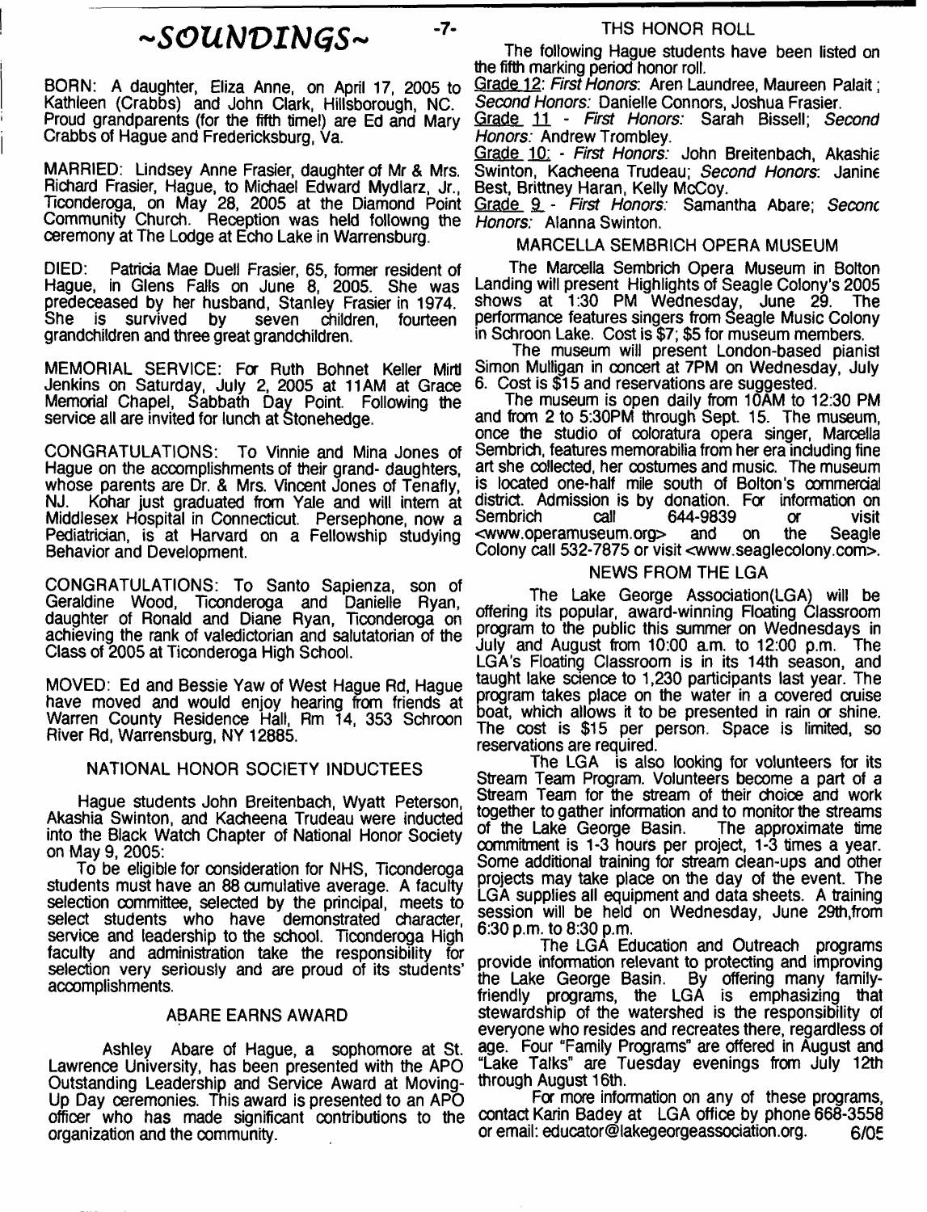# ~SOUNDINGS~

BORN: A daughter, Eliza Anne, on April 17, 2005 to Kathleen (Crabbs) and John Clark, Hillsborough, NC. Proud grandparents (for the fifth time!) are Ed and Mary Crabbs of Hague and Fredericksburg, Va.

MARRIED: Lindsey Anne Frasier, daughter of Mr & Mrs. Richard Frasier, Hague, to Michael Edward Mydlarz, Jr., Ticonderoga, on May 28, 2005 at the Diamond Point Community Church. Reception was held followng the ceremony at The Lodge at Echo Lake in Warrensburg.

DIED: Patricia Mae Duell Frasier, 65, former resident of Hague, in Glens Falls on June 8, 2005. She was predeceased by her husband, Stanley Frasier in 1974. She is survived by seven children, fourteen grandchildren and three great grandchildren.

MEMORIAL SERVICE: For Ruth Bohnet Keller Mirtl Jenkins on Saturday, July 2, 2005 at 11AM at Grace Memorial Chapel, Sabbath Day Point. Following the service all are invited for lunch at Stonehedge.

CONGRATULATIONS: To Vinnie and Mina Jones of Hague on the accomplishments of their grand- daughters, whose parents are Dr. & Mrs. Vincent Jones of Tenafly, NJ. Kohar just graduated from Yale and will intern at Middlesex Hospital in Connecticut. Persephone, now a Pediatrician, is at Harvard on a Fellowship studying Behavior and Development.

CONGRATULATIONS: To Santo Sapienza, son of Geraldine Wood, Ticonderoga and Danielle Ryan, daughter of Ronald and Diane Ryan, Ticonderoga on achieving the rank of valedictorian and salutatorian of the Class of 2005 at Ticonderoga High School.

MOVED: Ed and Bessie Yaw of West Hague Rd, Hague have moved and would enjoy hearing from friends at Warren County Residence Hall, Rm 14, 353 Schroon River Rd, Warrensburg, NY 12885.

## NATIONAL HONOR SOCIETY INDUCTEES

Hague students John Breitenbach, Wyatt Peterson, Akashia Swinton, and Kacheena Trudeau were inducted into the Black Watch Chapter of National Honor Society on May 9, 2005:

To be eligible for consideration for NHS, Ticonderoga students must have an 88 cumulative average. A faculty selection committee, selected by the principal, meets to select students who have demonstrated character, service and leadership to the school. Ticonderoga High faculty and administration take the responsibility for selection very seriously and are proud of its students' accomplishments.

## ABARE EARNS AWARD

Ashley Abare of Hague, a sophomore at St. Lawrence University, has been presented with the APO Outstanding Leadership and Service Award at Moving-Up Day ceremonies. This award is presented to an APO officer who has made significant contributions to the organization and the community.

## THS HONOR ROLL

The following Hague students have been listed on the fifth marking period honor roll.

Grade 12: *First Honors*: Aren Laundree, Maureen Palait; *Second Honors:* Danielle Connors, Joshua Frasier.

Grade 11 - *First Honors:* Sarah Bissell; *Second Honors:* Andrew Trombley.

Grade 10: - *First Honors:* John Breitenbach, Akashia Swinton, Kacheena Trudeau; *Second Honors*: Janine Best, Brittney Haran, Kelly McCoy.

Grade 9 - *First Honors:* Samantha Abare; *Second Honors:* Alanna Swinton.

## MARCELLA SEMBRICH OPERA MUSEUM

The Marcella Sembrich Opera Museum in Bolton Landing will present Highlights of Seagle Colony's 2005 shows at 1:30 PM Wednesday, June 29. The performance features singers from Seagle Music Colony in Schroon Lake. Cost is $7; $5 for museum members.

The museum will present London-based pianist Simon Mulligan in concert at 7PM on Wednesday, July 6. Cost is $15 and reservations are suggested.

The museum is open daily from 10AM to 12:30 PM and from 2 to 5:30PM through Sept. 15. The museum, once the studio of coloratura opera singer, Marcella Sembrich, features memorabilia from her era including fine art she collected, her costumes and music. The museum is located one-half mile south of Bolton's commercial district. Admission is by donation. For information on Sembrich call 644-9839 or visit <www.operamuseum.org> and on the Seagle Colony call 532-7875 or visit <www.seaglecolony.com>.

## NEWS FROM THE LGA

The Lake George Association(LGA) will be offering its popular, award-winning Floating Classroom program to the public this summer on Wednesdays in July and August from 10:00 a.m. to 12:00 p.m. The LGA's Floating Classroom is in its 14th season, and taught lake science to 1,230 participants last year. The program takes place on the water in a covered cruise boat, which allows it to be presented in rain or shine. The cost is $15 per person. Space is limited, so reservations are required.

The LGA is also looking for volunteers for its Stream Team Program. Volunteers become a part of a Stream Team for the stream of their choice and work together to gather information and to monitor the streams of the Lake George Basin. The approximate time commitment is 1-3 hours per project, 1-3 times a year. Some additional training for stream clean-ups and other projects may take place on the day of the event. The LGA supplies all equipment and data sheets. A training session will be held on Wednesday, June 29th,from 6:30 p.m. to 8:30 p.m.

The LGA Education and Outreach programs provide information relevant to protecting and improving the Lake George Basin. By offering many family-friendly programs, the LGA is emphasizing that stewardship of the watershed is the responsibility of everyone who resides and recreates there, regardless of age. Four "Family Programs" are offered in August and "Lake Talks" are Tuesday evenings from July 12th through August 16th.

For more information on any of these programs, contact Karin Badey at LGA office by phone 668-3558 or email: educator@lakegeorgeassociation.org. 6/05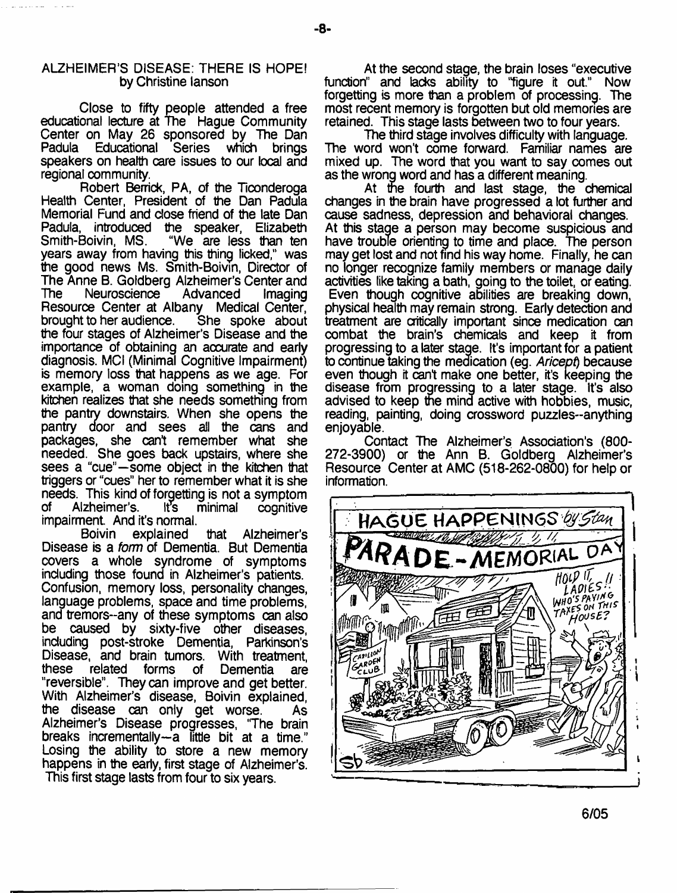## ALZHEIMER'S DISEASE: THERE IS HOPE!
by Christine Ianson

Close to fifty people attended a free educational lecture at The Hague Community Center on May 26 sponsored by The Dan Padula Educational Series which brings speakers on health care issues to our local and regional community.

Robert Berrick, PA, of the Ticonderoga Health Center, President of the Dan Padula Memorial Fund and close friend of the late Dan Padula, introduced the speaker, Elizabeth Smith-Boivin, MS. "We are less than ten years away from having this thing licked," was the good news Ms. Smith-Boivin, Director of The Anne B. Goldberg Alzheimer's Center and The Neuroscience Advanced Imaging Resource Center at Albany Medical Center, brought to her audience. She spoke about the four stages of Alzheimer's Disease and the importance of obtaining an accurate and early diagnosis. MCI (Minimal Cognitive Impairment) is memory loss that happens as we age. For example, a woman doing something in the kitchen realizes that she needs something from the pantry downstairs. When she opens the pantry door and sees all the cans and packages, she can't remember what she needed. She goes back upstairs, where she sees a "cue"—some object in the kitchen that triggers or "cues" her to remember what it is she needs. This kind of forgetting is not a symptom of Alzheimer's. It's minimal cognitive impairment. And it's normal.

Boivin explained that Alzheimer's Disease is a *form* of Dementia. But Dementia covers a whole syndrome of symptoms including those found in Alzheimer's patients. Confusion, memory loss, personality changes, language problems, space and time problems, and tremors--any of these symptoms can also be caused by sixty-five other diseases, including post-stroke Dementia, Parkinson's Disease, and brain tumors. With treatment, these related forms of Dementia are "reversible". They can improve and get better. With Alzheimer's disease, Boivin explained, the disease can only get worse. As Alzheimer's Disease progresses, "The brain breaks incrementally—a little bit at a time." Losing the ability to store a new memory happens in the early, first stage of Alzheimer's. This first stage lasts from four to six years.

At the second stage, the brain loses "executive function" and lacks ability to "figure it out." Now forgetting is more than a problem of processing. The most recent memory is forgotten but old memories are retained. This stage lasts between two to four years.

The third stage involves difficulty with language. The word won't come forward. Familiar names are mixed up. The word that you want to say comes out as the wrong word and has a different meaning.

At the fourth and last stage, the chemical changes in the brain have progressed a lot further and cause sadness, depression and behavioral changes. At this stage a person may become suspicious and have trouble orienting to time and place. The person may get lost and not find his way home. Finally, he can no longer recognize family members or manage daily activities like taking a bath, going to the toilet, or eating. Even though cognitive abilities are breaking down, physical health may remain strong. Early detection and treatment are critically important since medication can combat the brain's chemicals and keep it from progressing to a later stage. It's important for a patient to continue taking the medication (eg. *Aricept*) because even though it can't make one better, it's keeping the disease from progressing to a later stage. It's also advised to keep the mind active with hobbies, music, reading, painting, doing crossword puzzles--anything enjoyable.

Contact The Alzheimer's Association's (800-272-3900) or the Ann B. Goldberg Alzheimer's Resource Center at AMC (518-262-0800) for help or information.

HAGUE HAPPENINGS *by Stan*

PARADE - MEMORIAL DAY

HOLD IT, LADIES!! WHO'S PAYING TAXES ON THIS HOUSE?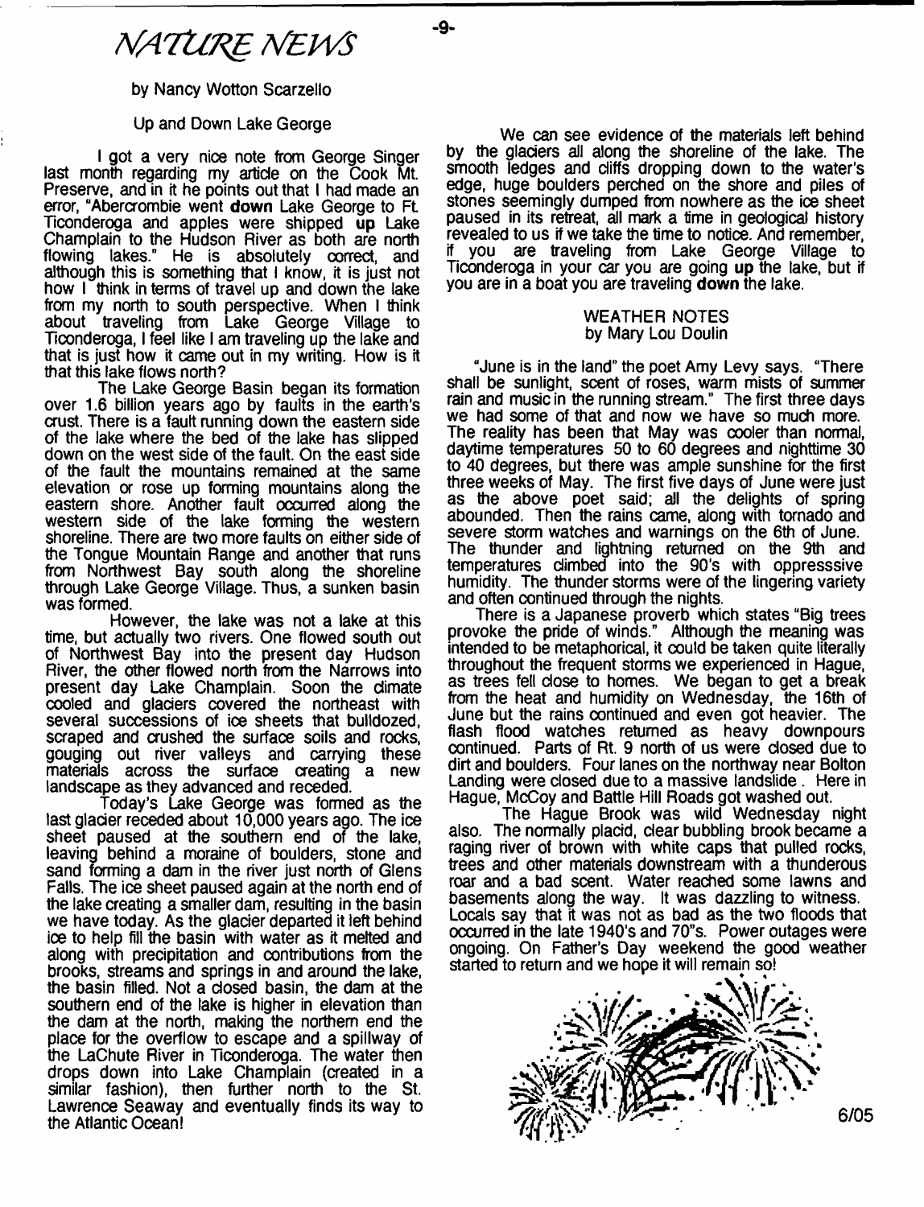# *NATURE NEWS*

by Nancy Wotton Scarzello

## Up and Down Lake George

I got a very nice note from George Singer last month regarding my article on the Cook Mt. Preserve, and in it he points out that I had made an error, "Abercrombie went **down** Lake George to Ft. Ticonderoga and apples were shipped **up** Lake Champlain to the Hudson River as both are north flowing lakes." He is absolutely correct, and although this is something that I know, it is just not how I think in terms of travel up and down the lake from my north to south perspective. When I think about traveling from Lake George Village to Ticonderoga, I feel like I am traveling up the lake and that is just how it came out in my writing. How is it that this lake flows north?

The Lake George Basin began its formation over 1.6 billion years ago by faults in the earth's crust. There is a fault running down the eastern side of the lake where the bed of the lake has slipped down on the west side of the fault. On the east side of the fault the mountains remained at the same elevation or rose up forming mountains along the eastern shore. Another fault occurred along the western side of the lake forming the western shoreline. There are two more faults on either side of the Tongue Mountain Range and another that runs from Northwest Bay south along the shoreline through Lake George Village. Thus, a sunken basin was formed.

However, the lake was not a lake at this time, but actually two rivers. One flowed south out of Northwest Bay into the present day Hudson River, the other flowed north from the Narrows into present day Lake Champlain. Soon the climate cooled and glaciers covered the northeast with several successions of ice sheets that bulldozed, scraped and crushed the surface soils and rocks, gouging out river valleys and carrying these materials across the surface creating a new landscape as they advanced and receded.

Today's Lake George was formed as the last glacier receded about 10,000 years ago. The ice sheet paused at the southern end of the lake, leaving behind a moraine of boulders, stone and sand forming a dam in the river just north of Glens Falls. The ice sheet paused again at the north end of the lake creating a smaller dam, resulting in the basin we have today. As the glacier departed it left behind ice to help fill the basin with water as it melted and along with precipitation and contributions from the brooks, streams and springs in and around the lake, the basin filled. Not a closed basin, the dam at the southern end of the lake is higher in elevation than the dam at the north, making the northern end the place for the overflow to escape and a spillway of the LaChute River in Ticonderoga. The water then drops down into Lake Champlain (created in a similar fashion), then further north to the St. Lawrence Seaway and eventually finds its way to the Atlantic Ocean!

We can see evidence of the materials left behind by the glaciers all along the shoreline of the lake. The smooth ledges and cliffs dropping down to the water's edge, huge boulders perched on the shore and piles of stones seemingly dumped from nowhere as the ice sheet paused in its retreat, all mark a time in geological history revealed to us if we take the time to notice. And remember, if you are traveling from Lake George Village to Ticonderoga in your car you are going **up** the lake, but if you are in a boat you are traveling **down** the lake.

## WEATHER NOTES
by Mary Lou Doulin

"June is in the land" the poet Amy Levy says. "There shall be sunlight, scent of roses, warm mists of summer rain and music in the running stream." The first three days we had some of that and now we have so much more. The reality has been that May was cooler than normal, daytime temperatures 50 to 60 degrees and nighttime 30 to 40 degrees, but there was ample sunshine for the first three weeks of May. The first five days of June were just as the above poet said; all the delights of spring abounded. Then the rains came, along with tornado and severe storm watches and warnings on the 6th of June. The thunder and lightning returned on the 9th and temperatures climbed into the 90's with oppresssive humidity. The thunder storms were of the lingering variety and often continued through the nights.

There is a Japanese proverb which states "Big trees provoke the pride of winds." Although the meaning was intended to be metaphorical, it could be taken quite literally throughout the frequent storms we experienced in Hague, as trees fell close to homes. We began to get a break from the heat and humidity on Wednesday, the 16th of June but the rains continued and even got heavier. The flash flood watches returned as heavy downpours continued. Parts of Rt. 9 north of us were closed due to dirt and boulders. Four lanes on the northway near Bolton Landing were closed due to a massive landslide . Here in Hague, McCoy and Battle Hill Roads got washed out.

The Hague Brook was wild Wednesday night also. The normally placid, clear bubbling brook became a raging river of brown with white caps that pulled rocks, trees and other materials downstream with a thunderous roar and a bad scent. Water reached some lawns and basements along the way. It was dazzling to witness. Locals say that it was not as bad as the two floods that occurred in the late 1940's and 70"s. Power outages were ongoing. On Father's Day weekend the good weather started to return and we hope it will remain so!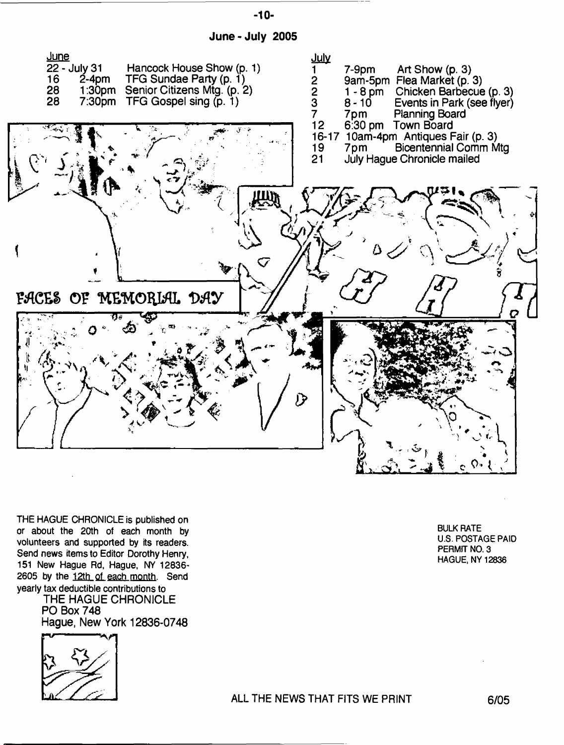## June - July 2005

**June**

| | | |
|---|---|---|
| 22 - July 31 | | Hancock House Show (p. 1) |
| 16 | 2-4pm | TFG Sundae Party (p. 1) |
| 28 | 1:30pm | Senior Citizens Mtg. (p. 2) |
| 28 | 7:30pm | TFG Gospel sing (p. 1) |

**July**

| | | |
|---|---|---|
| 1 | 7-9pm | Art Show (p. 3) |
| 2 | 9am-5pm | Flea Market (p. 3) |
| 2 | 1 - 8 pm | Chicken Barbecue (p. 3) |
| 3 | 8 - 10 | Events in Park (see flyer) |
| 7 | 7pm | Planning Board |
| 12 | 6:30 pm | Town Board |
| 16-17 | 10am-4pm | Antiques Fair (p. 3) |
| 19 | 7pm | Bicentennial Comm Mtg |
| 21 | | July Hague Chronicle mailed |

FACES OF MEMORIAL DAY

THE HAGUE CHRONICLE is published on or about the 20th of each month by volunteers and supported by its readers. Send news items to Editor Dorothy Henry, 151 New Hague Rd, Hague, NY 12836-2605 by the 12th of each month. Send yearly tax deductible contributions to

THE HAGUE CHRONICLE
PO Box 748
Hague, New York 12836-0748

BULK RATE
U.S. POSTAGE PAID
PERMIT NO. 3
HAGUE, NY 12836

ALL THE NEWS THAT FITS WE PRINT

6/05